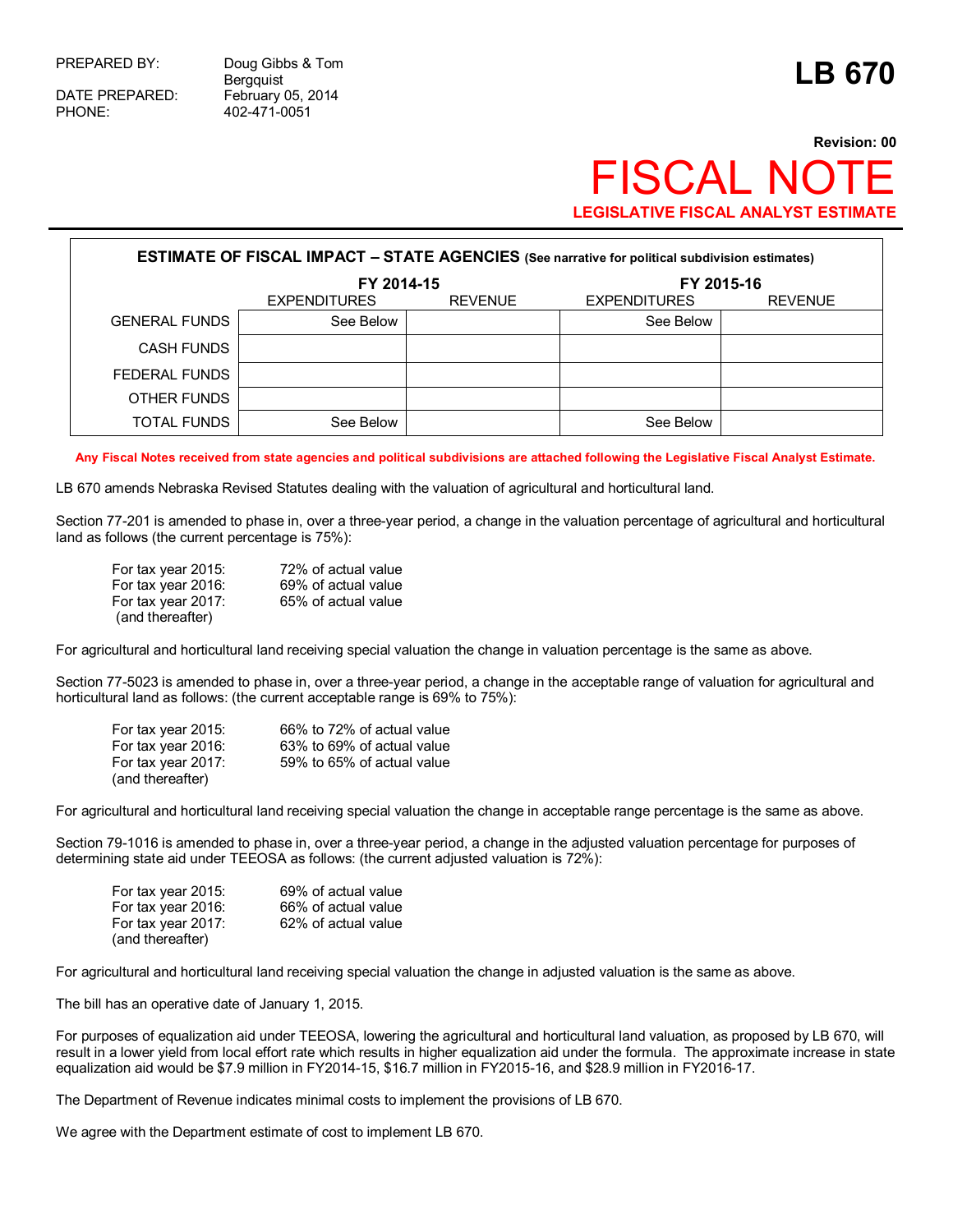PREPARED BY: Doug Gibbs & Tom Bergquist
DATE PREPARED: February 05, 2014
PHONE: 402-471-0051

# LB 670

**Revision: 00**

# FISCAL NOTE

**LEGISLATIVE FISCAL ANALYST ESTIMATE**

| **ESTIMATE OF FISCAL IMPACT – STATE AGENCIES** (See narrative for political subdivision estimates) | | | | |
|---|---|---|---|---|
| | FY 2014-15 | | FY 2015-16 | |
| | EXPENDITURES | REVENUE | EXPENDITURES | REVENUE |
| GENERAL FUNDS | See Below | | See Below | |
| CASH FUNDS | | | | |
| FEDERAL FUNDS | | | | |
| OTHER FUNDS | | | | |
| TOTAL FUNDS | See Below | | See Below | |

**Any Fiscal Notes received from state agencies and political subdivisions are attached following the Legislative Fiscal Analyst Estimate.**

LB 670 amends Nebraska Revised Statutes dealing with the valuation of agricultural and horticultural land.

Section 77-201 is amended to phase in, over a three-year period, a change in the valuation percentage of agricultural and horticultural land as follows (the current percentage is 75%):

| | |
|---|---|
| For tax year 2015: | 72% of actual value |
| For tax year 2016: | 69% of actual value |
| For tax year 2017: (and thereafter) | 65% of actual value |

For agricultural and horticultural land receiving special valuation the change in valuation percentage is the same as above.

Section 77-5023 is amended to phase in, over a three-year period, a change in the acceptable range of valuation for agricultural and horticultural land as follows: (the current acceptable range is 69% to 75%):

| | |
|---|---|
| For tax year 2015: | 66% to 72% of actual value |
| For tax year 2016: | 63% to 69% of actual value |
| For tax year 2017: (and thereafter) | 59% to 65% of actual value |

For agricultural and horticultural land receiving special valuation the change in acceptable range percentage is the same as above.

Section 79-1016 is amended to phase in, over a three-year period, a change in the adjusted valuation percentage for purposes of determining state aid under TEEOSA as follows: (the current adjusted valuation is 72%):

| | |
|---|---|
| For tax year 2015: | 69% of actual value |
| For tax year 2016: | 66% of actual value |
| For tax year 2017: (and thereafter) | 62% of actual value |

For agricultural and horticultural land receiving special valuation the change in adjusted valuation is the same as above.

The bill has an operative date of January 1, 2015.

For purposes of equalization aid under TEEOSA, lowering the agricultural and horticultural land valuation, as proposed by LB 670, will result in a lower yield from local effort rate which results in higher equalization aid under the formula. The approximate increase in state equalization aid would be $7.9 million in FY2014-15, $16.7 million in FY2015-16, and $28.9 million in FY2016-17.

The Department of Revenue indicates minimal costs to implement the provisions of LB 670.

We agree with the Department estimate of cost to implement LB 670.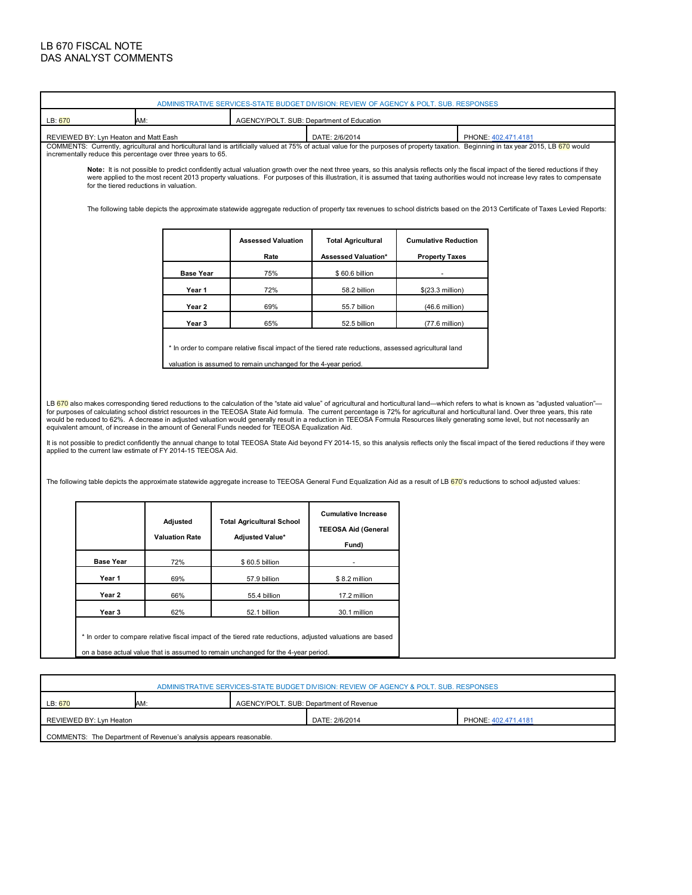# LB 670 FISCAL NOTE
## DAS ANALYST COMMENTS

ADMINISTRATIVE SERVICES-STATE BUDGET DIVISION: REVIEW OF AGENCY & POLT. SUB. RESPONSES

| LB: 670 | AM: | AGENCY/POLT. SUB: Department of Education | |
|---|---|---|---|
| REVIEWED BY: Lyn Heaton and Matt Eash | | DATE: 2/6/2014 | PHONE: 402.471.4181 |

COMMENTS: Currently, agricultural and horticultural land is artificially valued at 75% of actual value for the purposes of property taxation. Beginning in tax year 2015, LB 670 would incrementally reduce this percentage over three years to 65.

**Note:** It is not possible to predict confidently actual valuation growth over the next three years, so this analysis reflects only the fiscal impact of the tiered reductions if they were applied to the most recent 2013 property valuations. For purposes of this illustration, it is assumed that taxing authorities would not increase levy rates to compensate for the tiered reductions in valuation.

The following table depicts the approximate statewide aggregate reduction of property tax revenues to school districts based on the 2013 Certificate of Taxes Levied Reports:

| | Assessed Valuation Rate | Total Agricultural Assessed Valuation* | Cumulative Reduction Property Taxes |
|---|---|---|---|
| **Base Year** | 75% | $ 60.6 billion | - |
| **Year 1** | 72% | 58.2 billion | $(23.3 million) |
| **Year 2** | 69% | 55.7 billion | (46.6 million) |
| **Year 3** | 65% | 52.5 billion | (77.6 million) |

\* In order to compare relative fiscal impact of the tiered rate reductions, assessed agricultural land valuation is assumed to remain unchanged for the 4-year period.

LB 670 also makes corresponding tiered reductions to the calculation of the "state aid value" of agricultural and horticultural land—which refers to what is known as "adjusted valuation"—for purposes of calculating school district resources in the TEEOSA State Aid formula. The current percentage is 72% for agricultural and horticultural land. Over three years, this rate would be reduced to 62%. A decrease in adjusted valuation would generally result in a reduction in TEEOSA Formula Resources likely generating some level, but not necessarily an equivalent amount, of increase in the amount of General Funds needed for TEEOSA Equalization Aid.

It is not possible to predict confidently the annual change to total TEEOSA State Aid beyond FY 2014-15, so this analysis reflects only the fiscal impact of the tiered reductions if they were applied to the current law estimate of FY 2014-15 TEEOSA Aid.

The following table depicts the approximate statewide aggregate increase to TEEOSA General Fund Equalization Aid as a result of LB 670's reductions to school adjusted values:

| | Adjusted Valuation Rate | Total Agricultural School Adjusted Value* | Cumulative Increase TEEOSA Aid (General Fund) |
|---|---|---|---|
| **Base Year** | 72% | $ 60.5 billion | - |
| **Year 1** | 69% | 57.9 billion | $ 8.2 million |
| **Year 2** | 66% | 55.4 billion | 17.2 million |
| **Year 3** | 62% | 52.1 billion | 30.1 million |

\* In order to compare relative fiscal impact of the tiered rate reductions, adjusted valuations are based on a base actual value that is assumed to remain unchanged for the 4-year period.

ADMINISTRATIVE SERVICES-STATE BUDGET DIVISION: REVIEW OF AGENCY & POLT. SUB. RESPONSES

| LB: 670 | AM: | AGENCY/POLT. SUB: Department of Revenue | |
|---|---|---|---|
| REVIEWED BY: Lyn Heaton | | DATE: 2/6/2014 | PHONE: 402.471.4181 |

COMMENTS: The Department of Revenue's analysis appears reasonable.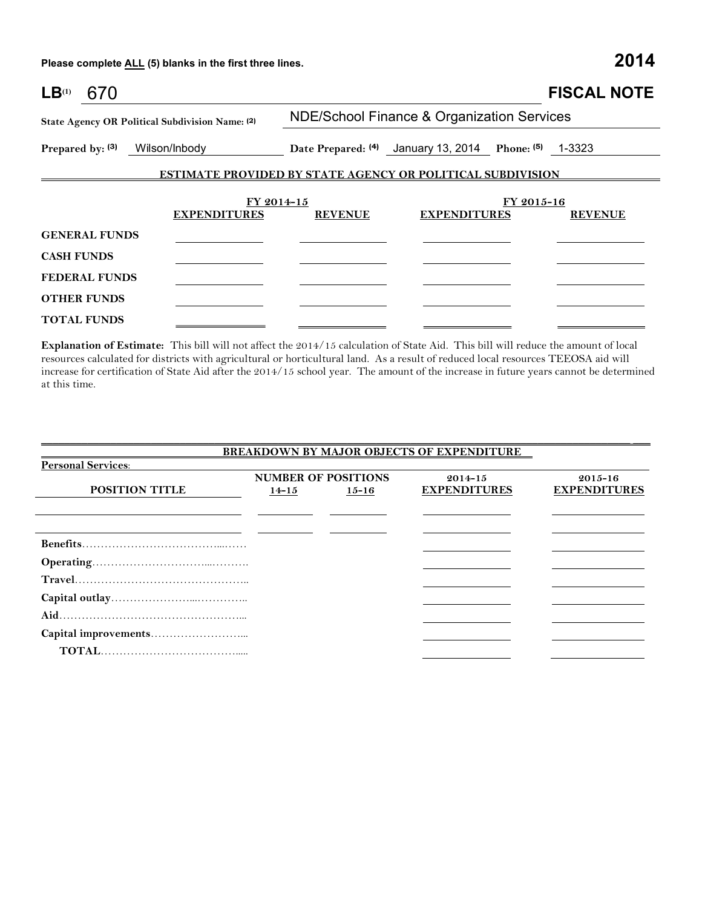Please complete ALL (5) blanks in the first three lines. **2014**

**LB[1]** 670 **FISCAL NOTE**

**State Agency OR Political Subdivision Name: [2]** NDE/School Finance & Organization Services

**Prepared by: [3]** Wilson/Inbody **Date Prepared: [4]** January 13, 2014 **Phone: [5]** 1-3323

## ESTIMATE PROVIDED BY STATE AGENCY OR POLITICAL SUBDIVISION

| | FY 2014-15 | | FY 2015-16 | |
|---|---|---|---|---|
| | **EXPENDITURES** | **REVENUE** | **EXPENDITURES** | **REVENUE** |
| **GENERAL FUNDS** | | | | |
| **CASH FUNDS** | | | | |
| **FEDERAL FUNDS** | | | | |
| **OTHER FUNDS** | | | | |
| **TOTAL FUNDS** | | | | |

**Explanation of Estimate:** This bill will not affect the 2014/15 calculation of State Aid. This bill will reduce the amount of local resources calculated for districts with agricultural or horticultural land. As a result of reduced local resources TEEOSA aid will increase for certification of State Aid after the 2014/15 school year. The amount of the increase in future years cannot be determined at this time.

## BREAKDOWN BY MAJOR OBJECTS OF EXPENDITURE

**Personal Services:**

| POSITION TITLE | NUMBER OF POSITIONS 14-15 | NUMBER OF POSITIONS 15-16 | 2014-15 EXPENDITURES | 2015-16 EXPENDITURES |
|---|---|---|---|---|
| | | | | |
| | | | | |
| **Benefits** | | | | |
| **Operating** | | | | |
| **Travel** | | | | |
| **Capital outlay** | | | | |
| **Aid** | | | | |
| **Capital improvements** | | | | |
| **TOTAL** | | | | |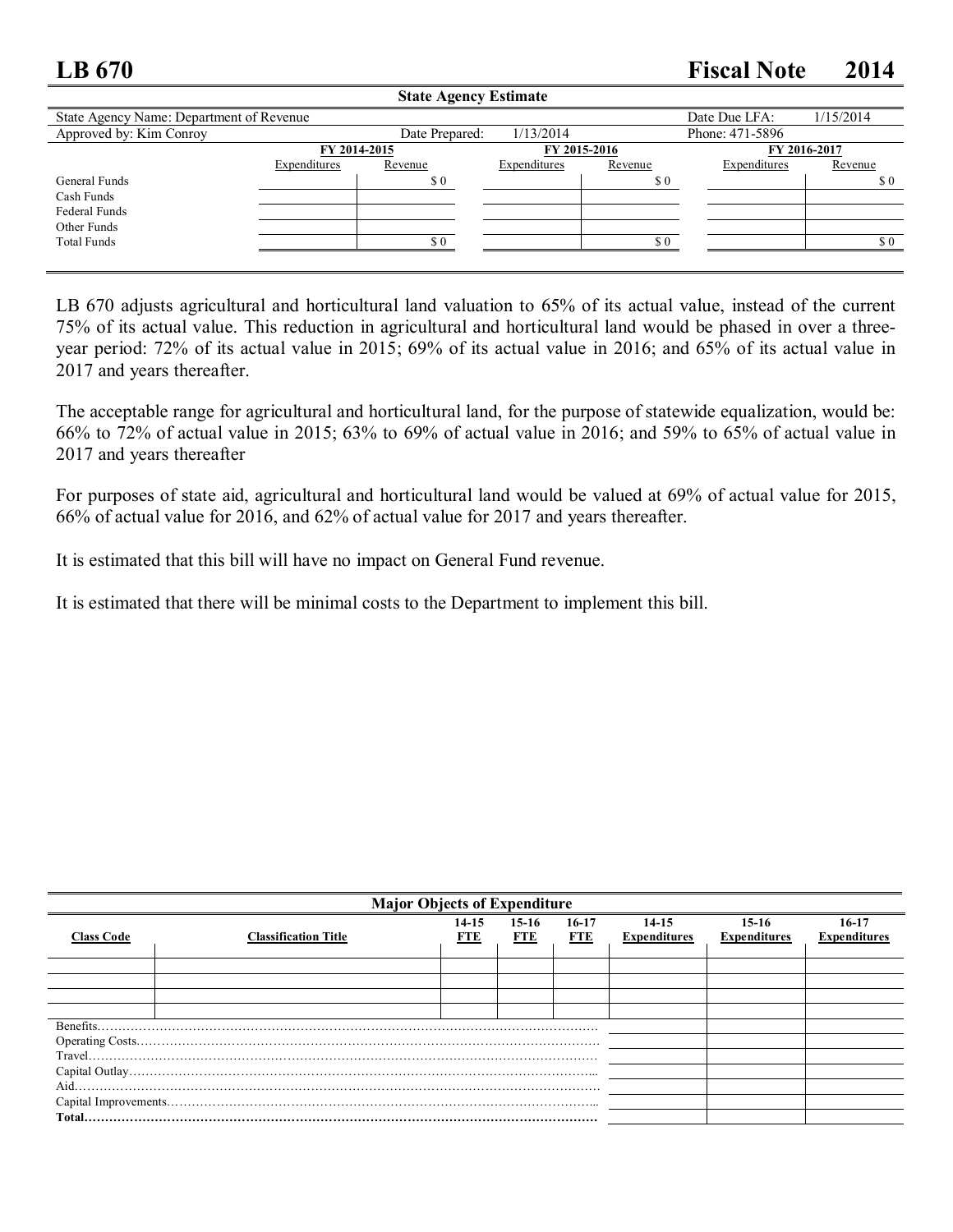# LB 670 — Fiscal Note 2014

**State Agency Estimate**

| State Agency Name: Department of Revenue | | | Date Due LFA: 1/15/2014 |
|---|---|---|---|
| Approved by: Kim Conroy | Date Prepared: 1/13/2014 | | Phone: 471-5896 |

| | FY 2014-2015 | | FY 2015-2016 | | FY 2016-2017 | |
|---|---|---|---|---|---|---|
| | Expenditures | Revenue | Expenditures | Revenue | Expenditures | Revenue |
| General Funds | | $ 0 | | $ 0 | | $ 0 |
| Cash Funds | | | | | | |
| Federal Funds | | | | | | |
| Other Funds | | | | | | |
| Total Funds | | $ 0 | | $ 0 | | $ 0 |

LB 670 adjusts agricultural and horticultural land valuation to 65% of its actual value, instead of the current 75% of its actual value. This reduction in agricultural and horticultural land would be phased in over a three-year period: 72% of its actual value in 2015; 69% of its actual value in 2016; and 65% of its actual value in 2017 and years thereafter.

The acceptable range for agricultural and horticultural land, for the purpose of statewide equalization, would be: 66% to 72% of actual value in 2015; 63% to 69% of actual value in 2016; and 59% to 65% of actual value in 2017 and years thereafter

For purposes of state aid, agricultural and horticultural land would be valued at 69% of actual value for 2015, 66% of actual value for 2016, and 62% of actual value for 2017 and years thereafter.

It is estimated that this bill will have no impact on General Fund revenue.

It is estimated that there will be minimal costs to the Department to implement this bill.

**Major Objects of Expenditure**

| Class Code | Classification Title | 14-15 FTE | 15-16 FTE | 16-17 FTE | 14-15 Expenditures | 15-16 Expenditures | 16-17 Expenditures |
|---|---|---|---|---|---|---|---|
| | | | | | | | |
| | | | | | | | |
| | | | | | | | |
| | | | | | | | |
| Benefits | | | | | | | |
| Operating Costs | | | | | | | |
| Travel | | | | | | | |
| Capital Outlay | | | | | | | |
| Aid | | | | | | | |
| Capital Improvements | | | | | | | |
| **Total** | | | | | | | |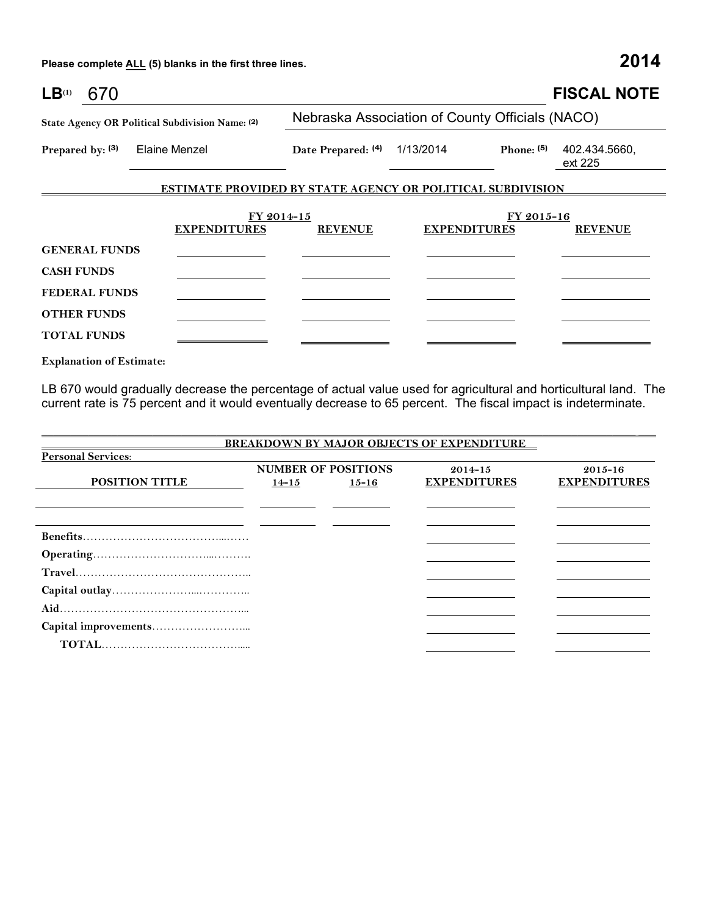Please complete ALL (5) blanks in the first three lines. **2014**

# LB[(1)] 670 FISCAL NOTE

**State Agency OR Political Subdivision Name: (2)** Nebraska Association of County Officials (NACO)

**Prepared by: (3)** Elaine Menzel **Date Prepared: (4)** 1/13/2014 **Phone: (5)** 402.434.5660, ext 225

**ESTIMATE PROVIDED BY STATE AGENCY OR POLITICAL SUBDIVISION**

| | FY 2014-15 | | FY 2015-16 | |
|---|---|---|---|---|
| | **EXPENDITURES** | **REVENUE** | **EXPENDITURES** | **REVENUE** |
| **GENERAL FUNDS** | | | | |
| **CASH FUNDS** | | | | |
| **FEDERAL FUNDS** | | | | |
| **OTHER FUNDS** | | | | |
| **TOTAL FUNDS** | | | | |

**Explanation of Estimate:**

LB 670 would gradually decrease the percentage of actual value used for agricultural and horticultural land. The current rate is 75 percent and it would eventually decrease to 65 percent. The fiscal impact is indeterminate.

**BREAKDOWN BY MAJOR OBJECTS OF EXPENDITURE**

**Personal Services:**

| | NUMBER OF POSITIONS | | 2014-15 | 2015-16 |
|---|---|---|---|---|
| **POSITION TITLE** | **14-15** | **15-16** | **EXPENDITURES** | **EXPENDITURES** |
| | | | | |
| | | | | |
| **Benefits** | | | | |
| **Operating** | | | | |
| **Travel** | | | | |
| **Capital outlay** | | | | |
| **Aid** | | | | |
| **Capital improvements** | | | | |
| **TOTAL** | | | | |